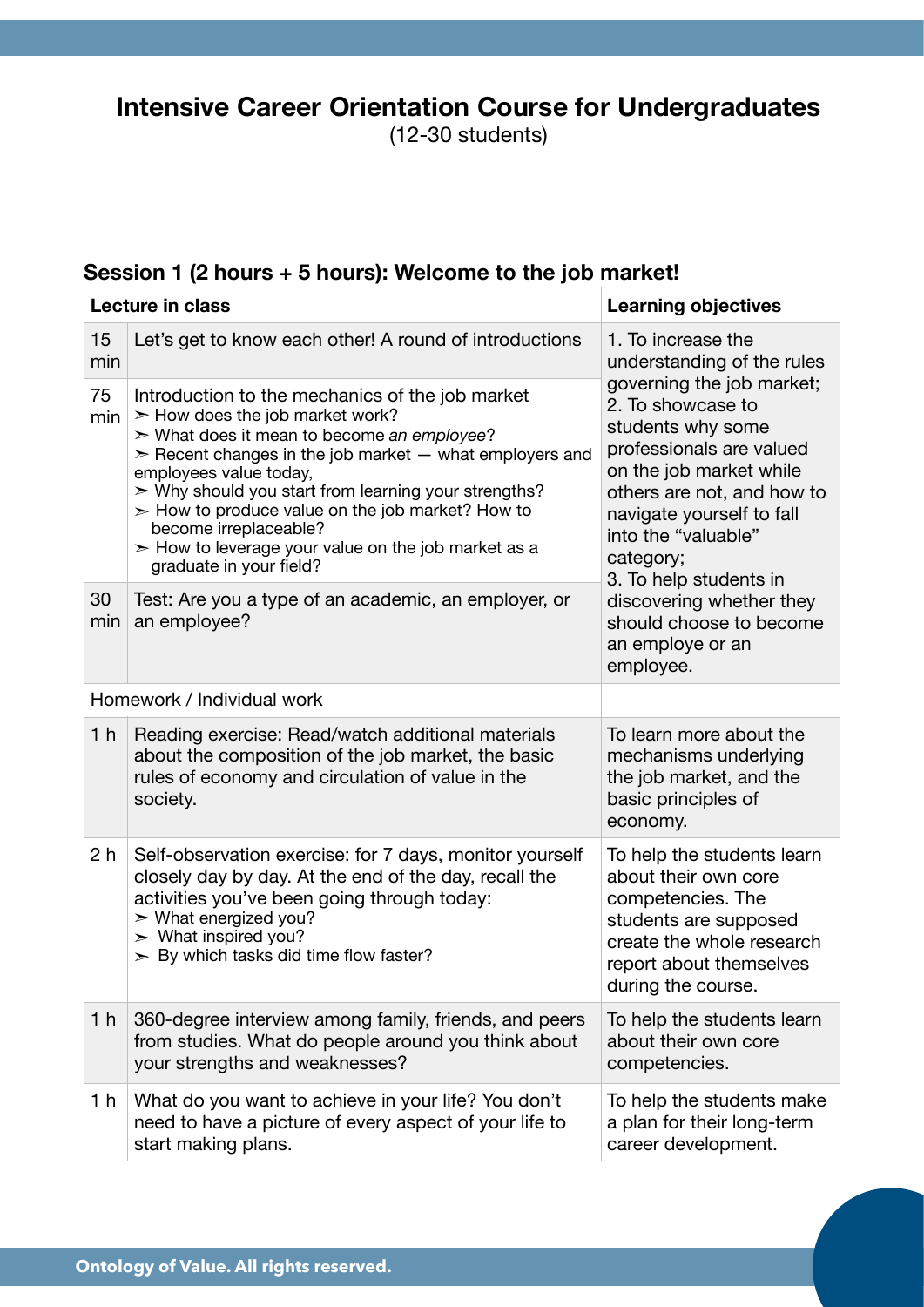# Intensive Career Orientation Course for Undergraduates

(12-30 students)

## Session 1 (2 hours + 5 hours): Welcome to the job market!

| Lecture in class | | Learning objectives |
|---|---|---|
| 15 min | Let's get to know each other! A round of introductions | 1. To increase the understanding of the rules governing the job market;<br>2. To showcase to students why some professionals are valued on the job market while others are not, and how to navigate yourself to fall into the "valuable" category;<br>3. To help students in discovering whether they should choose to become an employe or an employee. |
| 75 min | Introduction to the mechanics of the job market<br>➢ How does the job market work?<br>➢ What does it mean to become *an employee*?<br>➢ Recent changes in the job market — what employers and employees value today,<br>➢ Why should you start from learning your strengths?<br>➢ How to produce value on the job market? How to become irreplaceable?<br>➢ How to leverage your value on the job market as a graduate in your field? | |
| 30 min | Test: Are you a type of an academic, an employer, or an employee? | |
| Homework / Individual work | | |
| 1 h | Reading exercise: Read/watch additional materials about the composition of the job market, the basic rules of economy and circulation of value in the society. | To learn more about the mechanisms underlying the job market, and the basic principles of economy. |
| 2 h | Self-observation exercise: for 7 days, monitor yourself closely day by day. At the end of the day, recall the activities you've been going through today:<br>➢ What energized you?<br>➢ What inspired you?<br>➢ By which tasks did time flow faster? | To help the students learn about their own core competencies. The students are supposed create the whole research report about themselves during the course. |
| 1 h | 360-degree interview among family, friends, and peers from studies. What do people around you think about your strengths and weaknesses? | To help the students learn about their own core competencies. |
| 1 h | What do you want to achieve in your life? You don't need to have a picture of every aspect of your life to start making plans. | To help the students make a plan for their long-term career development. |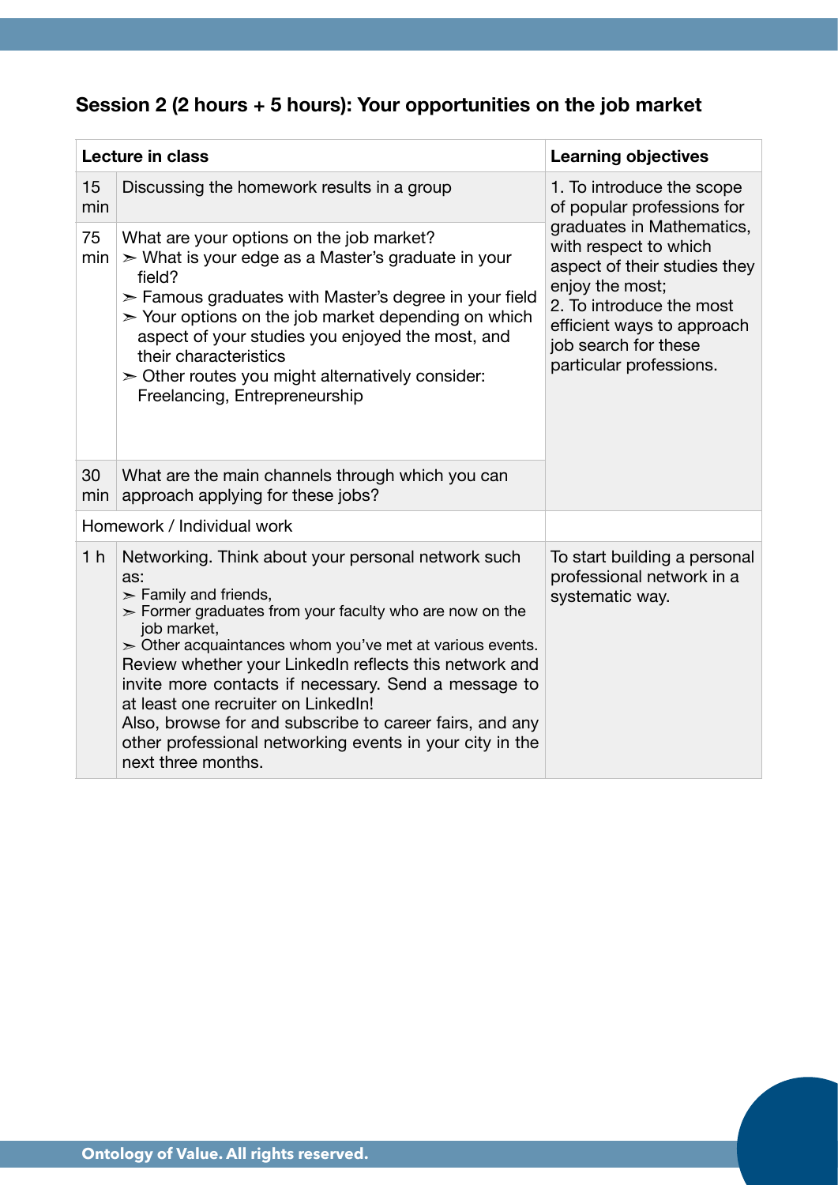## Session 2 (2 hours + 5 hours): Your opportunities on the job market

| Lecture in class | | Learning objectives |
|---|---|---|
| 15 min | Discussing the homework results in a group | 1. To introduce the scope of popular professions for graduates in Mathematics, with respect to which aspect of their studies they enjoy the most;<br>2. To introduce the most efficient ways to approach job search for these particular professions. |
| 75 min | What are your options on the job market?<br>➢ What is your edge as a Master's graduate in your field?<br>➢ Famous graduates with Master's degree in your field<br>➢ Your options on the job market depending on which aspect of your studies you enjoyed the most, and their characteristics<br>➢ Other routes you might alternatively consider: Freelancing, Entrepreneurship | |
| 30 min | What are the main channels through which you can approach applying for these jobs? | |
| Homework / Individual work | | |
| 1 h | Networking. Think about your personal network such as:<br>➢ Family and friends,<br>➢ Former graduates from your faculty who are now on the job market,<br>➢ Other acquaintances whom you've met at various events.<br>Review whether your LinkedIn reflects this network and invite more contacts if necessary. Send a message to at least one recruiter on LinkedIn!<br>Also, browse for and subscribe to career fairs, and any other professional networking events in your city in the next three months. | To start building a personal professional network in a systematic way. |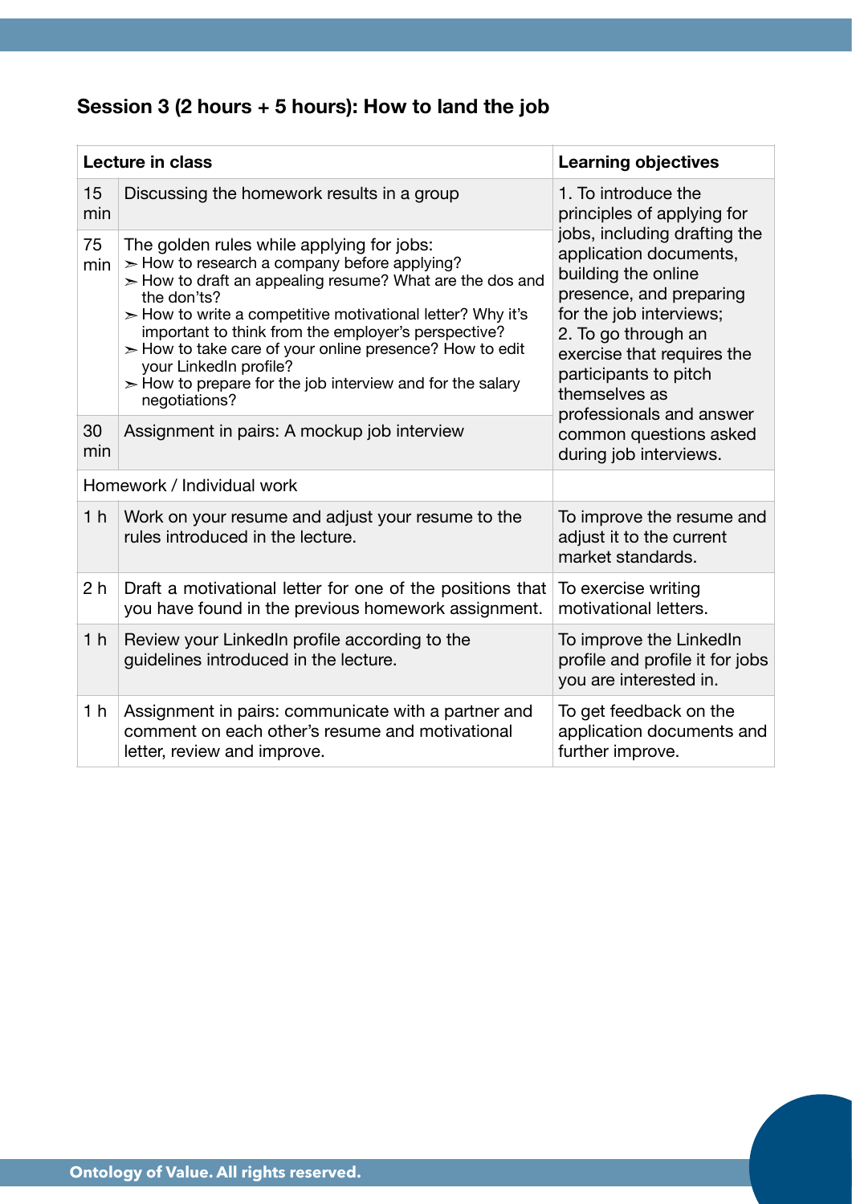## Session 3 (2 hours + 5 hours): How to land the job

| Lecture in class | | Learning objectives |
|---|---|---|
| 15 min | Discussing the homework results in a group | 1. To introduce the principles of applying for jobs, including drafting the application documents, building the online presence, and preparing for the job interviews;<br>2. To go through an exercise that requires the participants to pitch themselves as professionals and answer common questions asked during job interviews. |
| 75 min | The golden rules while applying for jobs:<br>➣ How to research a company before applying?<br>➣ How to draft an appealing resume? What are the dos and the don'ts?<br>➣ How to write a competitive motivational letter? Why it's important to think from the employer's perspective?<br>➣ How to take care of your online presence? How to edit your LinkedIn profile?<br>➣ How to prepare for the job interview and for the salary negotiations? | |
| 30 min | Assignment in pairs: A mockup job interview | |
| Homework / Individual work | | |
| 1 h | Work on your resume and adjust your resume to the rules introduced in the lecture. | To improve the resume and adjust it to the current market standards. |
| 2 h | Draft a motivational letter for one of the positions that you have found in the previous homework assignment. | To exercise writing motivational letters. |
| 1 h | Review your LinkedIn profile according to the guidelines introduced in the lecture. | To improve the LinkedIn profile and profile it for jobs you are interested in. |
| 1 h | Assignment in pairs: communicate with a partner and comment on each other's resume and motivational letter, review and improve. | To get feedback on the application documents and further improve. |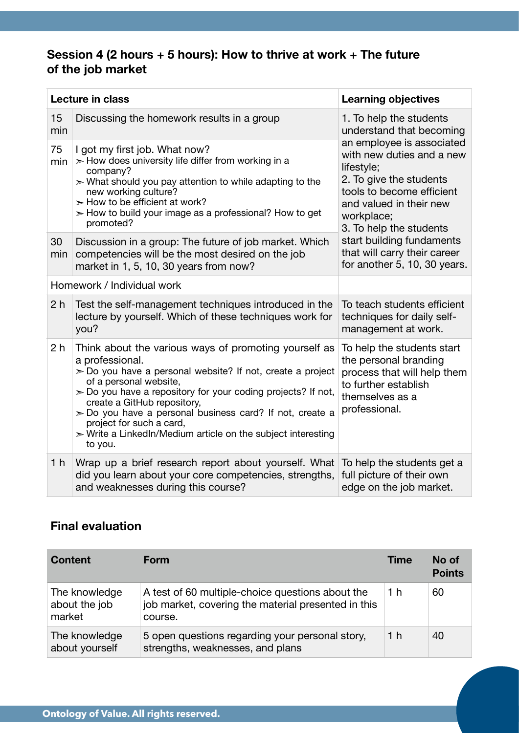### Session 4 (2 hours + 5 hours): How to thrive at work + The future of the job market

| Lecture in class | | Learning objectives |
|---|---|---|
| 15 min | Discussing the homework results in a group | 1. To help the students understand that becoming an employee is associated with new duties and a new lifestyle;<br>2. To give the students tools to become efficient and valued in their new workplace;<br>3. To help the students start building fundaments that will carry their career for another 5, 10, 30 years. |
| 75 min | I got my first job. What now?<br>➢ How does university life differ from working in a company?<br>➢ What should you pay attention to while adapting to the new working culture?<br>➢ How to be efficient at work?<br>➢ How to build your image as a professional? How to get promoted? | |
| 30 min | Discussion in a group: The future of job market. Which competencies will be the most desired on the job market in 1, 5, 10, 30 years from now? | |
| Homework / Individual work | | |
| 2 h | Test the self-management techniques introduced in the lecture by yourself. Which of these techniques work for you? | To teach students efficient techniques for daily self-management at work. |
| 2 h | Think about the various ways of promoting yourself as a professional.<br>➢ Do you have a personal website? If not, create a project of a personal website,<br>➢ Do you have a repository for your coding projects? If not, create a GitHub repository,<br>➢ Do you have a personal business card? If not, create a project for such a card,<br>➢ Write a LinkedIn/Medium article on the subject interesting to you. | To help the students start the personal branding process that will help them to further establish themselves as a professional. |
| 1 h | Wrap up a brief research report about yourself. What did you learn about your core competencies, strengths, and weaknesses during this course? | To help the students get a full picture of their own edge on the job market. |

### Final evaluation

| Content | Form | Time | No of Points |
|---|---|---|---|
| The knowledge about the job market | A test of 60 multiple-choice questions about the job market, covering the material presented in this course. | 1 h | 60 |
| The knowledge about yourself | 5 open questions regarding your personal story, strengths, weaknesses, and plans | 1 h | 40 |